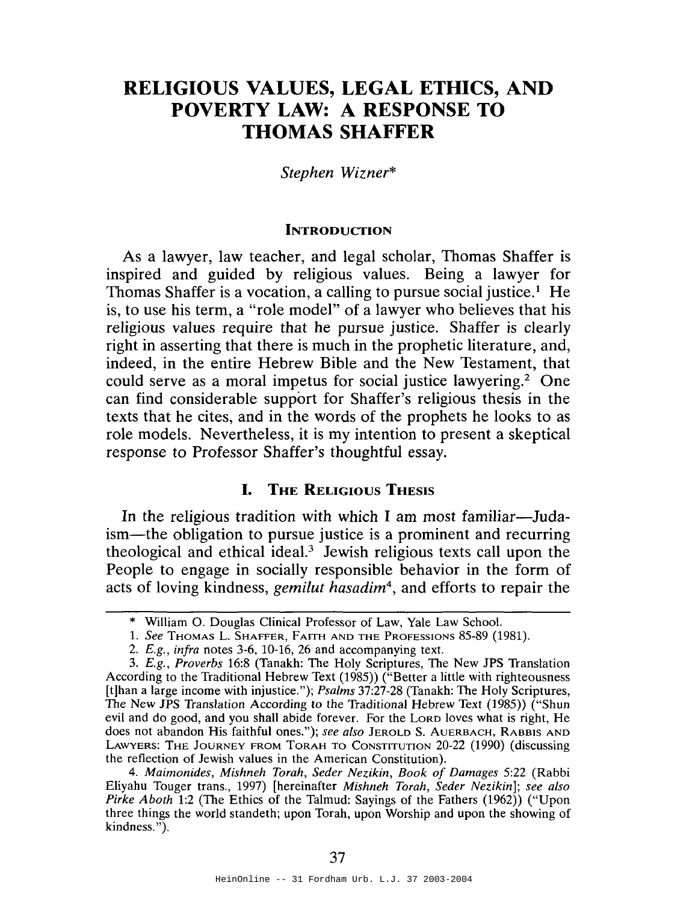# RELIGIOUS VALUES, LEGAL ETHICS, AND POVERTY LAW: A RESPONSE TO THOMAS SHAFFER

*Stephen Wizner\**

## INTRODUCTION

As a lawyer, law teacher, and legal scholar, Thomas Shaffer is inspired and guided by religious values. Being a lawyer for Thomas Shaffer is a vocation, a calling to pursue social justice.[1] He is, to use his term, a "role model" of a lawyer who believes that his religious values require that he pursue justice. Shaffer is clearly right in asserting that there is much in the prophetic literature, and, indeed, in the entire Hebrew Bible and the New Testament, that could serve as a moral impetus for social justice lawyering.[2] One can find considerable support for Shaffer's religious thesis in the texts that he cites, and in the words of the prophets he looks to as role models. Nevertheless, it is my intention to present a skeptical response to Professor Shaffer's thoughtful essay.

## I. THE RELIGIOUS THESIS

In the religious tradition with which I am most familiar—Judaism—the obligation to pursue justice is a prominent and recurring theological and ethical ideal.[3] Jewish religious texts call upon the People to engage in socially responsible behavior in the form of acts of loving kindness, *gemilut hasadim*[4], and efforts to repair the

---

\* William O. Douglas Clinical Professor of Law, Yale Law School.

1. *See* THOMAS L. SHAFFER, FAITH AND THE PROFESSIONS 85-89 (1981).

2. *E.g.*, *infra* notes 3-6, 10-16, 26 and accompanying text.

3. *E.g.*, *Proverbs* 16:8 (Tanakh: The Holy Scriptures, The New JPS Translation According to the Traditional Hebrew Text (1985)) ("Better a little with righteousness [t]han a large income with injustice."); *Psalms* 37:27-28 (Tanakh: The Holy Scriptures, The New JPS Translation According to the Traditional Hebrew Text (1985)) ("Shun evil and do good, and you shall abide forever. For the LORD loves what is right, He does not abandon His faithful ones."); *see also* JEROLD S. AUERBACH, RABBIS AND LAWYERS: THE JOURNEY FROM TORAH TO CONSTITUTION 20-22 (1990) (discussing the reflection of Jewish values in the American Constitution).

4. *Maimonides, Mishneh Torah, Seder Nezikin, Book of Damages* 5:22 (Rabbi Eliyahu Touger trans., 1997) [hereinafter *Mishneh Torah, Seder Nezikin*]; *see also Pirke Aboth* 1:2 (The Ethics of the Talmud: Sayings of the Fathers (1962)) ("Upon three things the world standeth; upon Torah, upon Worship and upon the showing of kindness.").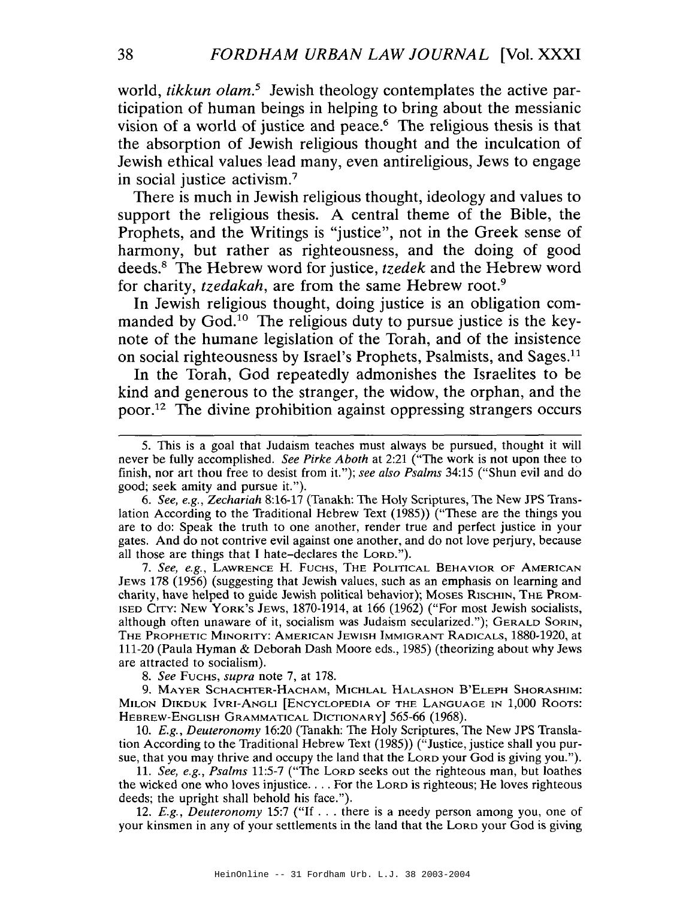world, *tikkun olam*.[5] Jewish theology contemplates the active participation of human beings in helping to bring about the messianic vision of a world of justice and peace.[6] The religious thesis is that the absorption of Jewish religious thought and the inculcation of Jewish ethical values lead many, even antireligious, Jews to engage in social justice activism.[7]

There is much in Jewish religious thought, ideology and values to support the religious thesis. A central theme of the Bible, the Prophets, and the Writings is "justice", not in the Greek sense of harmony, but rather as righteousness, and the doing of good deeds.[8] The Hebrew word for justice, *tzedek* and the Hebrew word for charity, *tzedakah*, are from the same Hebrew root.[9]

In Jewish religious thought, doing justice is an obligation commanded by God.[10] The religious duty to pursue justice is the keynote of the humane legislation of the Torah, and of the insistence on social righteousness by Israel's Prophets, Psalmists, and Sages.[11]

In the Torah, God repeatedly admonishes the Israelites to be kind and generous to the stranger, the widow, the orphan, and the poor.[12] The divine prohibition against oppressing strangers occurs

---

5. This is a goal that Judaism teaches must always be pursued, thought it will never be fully accomplished. *See Pirke Aboth* at 2:21 ("The work is not upon thee to finish, nor art thou free to desist from it."); *see also Psalms* 34:15 ("Shun evil and do good; seek amity and pursue it.").

6. *See, e.g., Zechariah* 8:16-17 (Tanakh: The Holy Scriptures, The New JPS Translation According to the Traditional Hebrew Text (1985)) ("These are the things you are to do: Speak the truth to one another, render true and perfect justice in your gates. And do not contrive evil against one another, and do not love perjury, because all those are things that I hate–declares the LORD.").

7. *See, e.g.*, LAWRENCE H. FUCHS, THE POLITICAL BEHAVIOR OF AMERICAN JEWS 178 (1956) (suggesting that Jewish values, such as an emphasis on learning and charity, have helped to guide Jewish political behavior); MOSES RISCHIN, THE PROMISED CITY: NEW YORK'S JEWS, 1870-1914, at 166 (1962) ("For most Jewish socialists, although often unaware of it, socialism was Judaism secularized."); GERALD SORIN, THE PROPHETIC MINORITY: AMERICAN JEWISH IMMIGRANT RADICALS, 1880-1920, at 111-20 (Paula Hyman & Deborah Dash Moore eds., 1985) (theorizing about why Jews are attracted to socialism).

8. *See* FUCHS, *supra* note 7, at 178.

9. MAYER SCHACHTER-HACHAM, MICHLAL HALASHON B'ELEPH SHORASHIM: MILON DIKDUK IVRI-ANGLI [ENCYCLOPEDIA OF THE LANGUAGE IN 1,000 ROOTS: HEBREW-ENGLISH GRAMMATICAL DICTIONARY] 565-66 (1968).

10. *E.g., Deuteronomy* 16:20 (Tanakh: The Holy Scriptures, The New JPS Translation According to the Traditional Hebrew Text (1985)) ("Justice, justice shall you pursue, that you may thrive and occupy the land that the LORD your God is giving you.").

11. *See, e.g., Psalms* 11:5-7 ("The LORD seeks out the righteous man, but loathes the wicked one who loves injustice. . . . For the LORD is righteous; He loves righteous deeds; the upright shall behold his face.").

12. *E.g., Deuteronomy* 15:7 ("If . . . there is a needy person among you, one of your kinsmen in any of your settlements in the land that the LORD your God is giving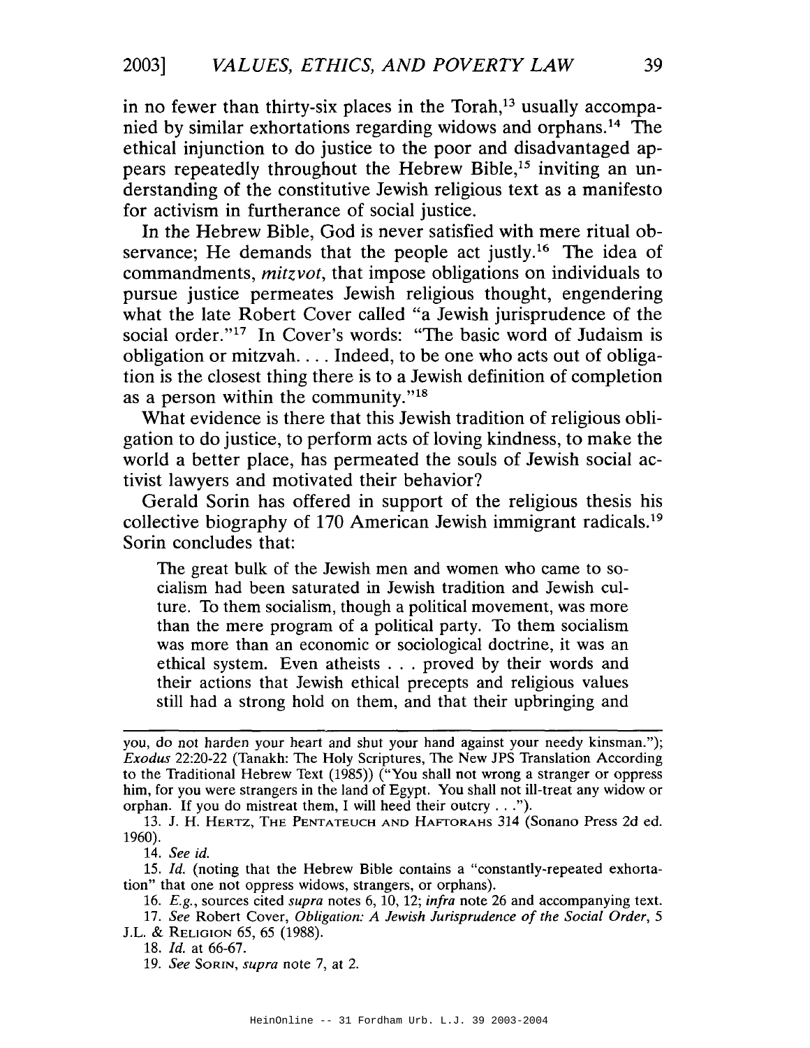in no fewer than thirty-six places in the Torah,[13] usually accompanied by similar exhortations regarding widows and orphans.[14] The ethical injunction to do justice to the poor and disadvantaged appears repeatedly throughout the Hebrew Bible,[15] inviting an understanding of the constitutive Jewish religious text as a manifesto for activism in furtherance of social justice.

In the Hebrew Bible, God is never satisfied with mere ritual observance; He demands that the people act justly.[16] The idea of commandments, *mitzvot*, that impose obligations on individuals to pursue justice permeates Jewish religious thought, engendering what the late Robert Cover called "a Jewish jurisprudence of the social order."[17] In Cover's words: "The basic word of Judaism is obligation or mitzvah. . . . Indeed, to be one who acts out of obligation is the closest thing there is to a Jewish definition of completion as a person within the community."[18]

What evidence is there that this Jewish tradition of religious obligation to do justice, to perform acts of loving kindness, to make the world a better place, has permeated the souls of Jewish social activist lawyers and motivated their behavior?

Gerald Sorin has offered in support of the religious thesis his collective biography of 170 American Jewish immigrant radicals.[19] Sorin concludes that:

> The great bulk of the Jewish men and women who came to socialism had been saturated in Jewish tradition and Jewish culture. To them socialism, though a political movement, was more than the mere program of a political party. To them socialism was more than an economic or sociological doctrine, it was an ethical system. Even atheists . . . proved by their words and their actions that Jewish ethical precepts and religious values still had a strong hold on them, and that their upbringing and

---

you, do not harden your heart and shut your hand against your needy kinsman."); *Exodus* 22:20-22 (Tanakh: The Holy Scriptures, The New JPS Translation According to the Traditional Hebrew Text (1985)) ("You shall not wrong a stranger or oppress him, for you were strangers in the land of Egypt. You shall not ill-treat any widow or orphan. If you do mistreat them, I will heed their outcry . . .").

13. J. H. HERTZ, THE PENTATEUCH AND HAFTORAHS 314 (Sonano Press 2d ed. 1960).

14. *See id.*

15. *Id.* (noting that the Hebrew Bible contains a "constantly-repeated exhortation" that one not oppress widows, strangers, or orphans).

16. *E.g.*, sources cited *supra* notes 6, 10, 12; *infra* note 26 and accompanying text.

17. *See* Robert Cover, *Obligation: A Jewish Jurisprudence of the Social Order*, 5 J.L. & RELIGION 65, 65 (1988).

18. *Id.* at 66-67.

19. *See* SORIN, *supra* note 7, at 2.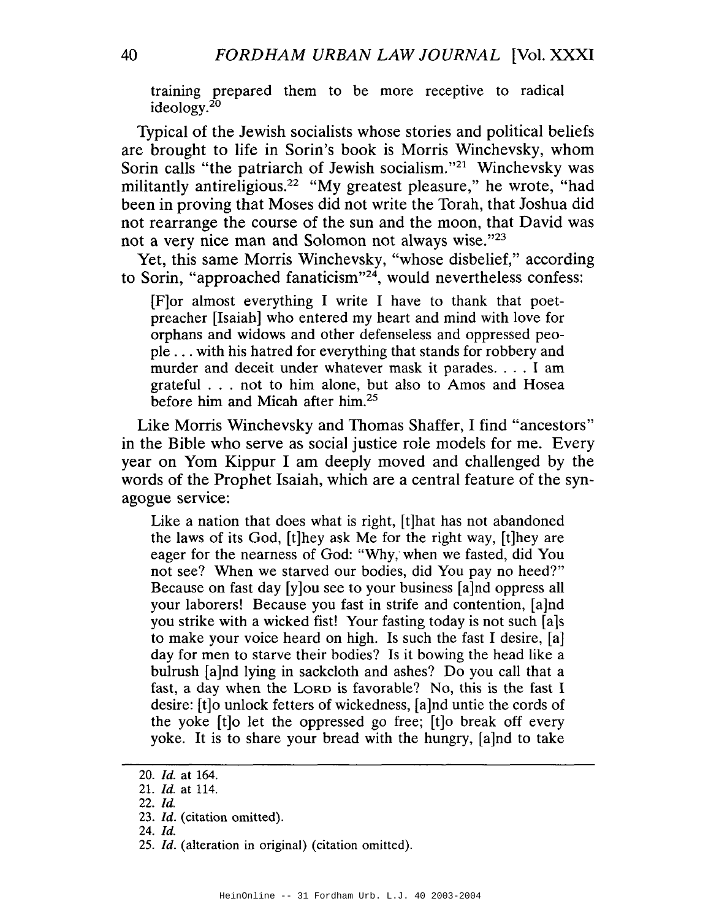training prepared them to be more receptive to radical ideology.[20]

Typical of the Jewish socialists whose stories and political beliefs are brought to life in Sorin's book is Morris Winchevsky, whom Sorin calls "the patriarch of Jewish socialism."[21] Winchevsky was militantly antireligious.[22] "My greatest pleasure," he wrote, "had been in proving that Moses did not write the Torah, that Joshua did not rearrange the course of the sun and the moon, that David was not a very nice man and Solomon not always wise."[23]

Yet, this same Morris Winchevsky, "whose disbelief," according to Sorin, "approached fanaticism"[24], would nevertheless confess:

> [F]or almost everything I write I have to thank that poet-preacher [Isaiah] who entered my heart and mind with love for orphans and widows and other defenseless and oppressed people . . . with his hatred for everything that stands for robbery and murder and deceit under whatever mask it parades. . . . I am grateful . . . not to him alone, but also to Amos and Hosea before him and Micah after him.[25]

Like Morris Winchevsky and Thomas Shaffer, I find "ancestors" in the Bible who serve as social justice role models for me. Every year on Yom Kippur I am deeply moved and challenged by the words of the Prophet Isaiah, which are a central feature of the synagogue service:

> Like a nation that does what is right, [t]hat has not abandoned the laws of its God, [t]hey ask Me for the right way, [t]hey are eager for the nearness of God: "Why, when we fasted, did You not see? When we starved our bodies, did You pay no heed?" Because on fast day [y]ou see to your business [a]nd oppress all your laborers! Because you fast in strife and contention, [a]nd you strike with a wicked fist! Your fasting today is not such [a]s to make your voice heard on high. Is such the fast I desire, [a] day for men to starve their bodies? Is it bowing the head like a bulrush [a]nd lying in sackcloth and ashes? Do you call that a fast, a day when the LORD is favorable? No, this is the fast I desire: [t]o unlock fetters of wickedness, [a]nd untie the cords of the yoke [t]o let the oppressed go free; [t]o break off every yoke. It is to share your bread with the hungry, [a]nd to take

---

20. *Id.* at 164.
21. *Id.* at 114.
22. *Id.*
23. *Id.* (citation omitted).
24. *Id.*
25. *Id.* (alteration in original) (citation omitted).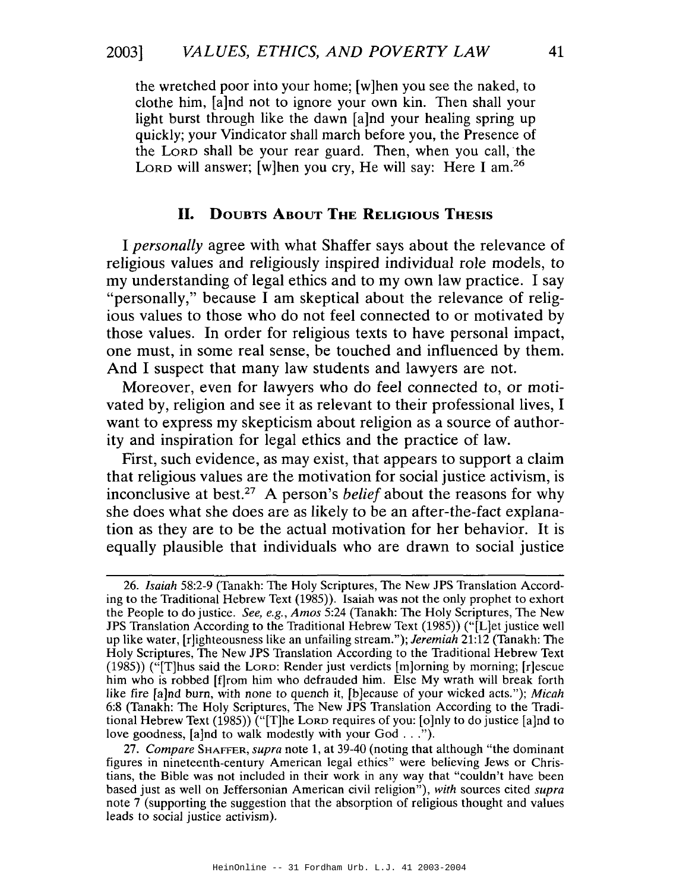> the wretched poor into your home; [w]hen you see the naked, to clothe him, [a]nd not to ignore your own kin. Then shall your light burst through like the dawn [a]nd your healing spring up quickly; your Vindicator shall march before you, the Presence of the LORD shall be your rear guard. Then, when you call, the LORD will answer; [w]hen you cry, He will say: Here I am.[26]

## II. DOUBTS ABOUT THE RELIGIOUS THESIS

I *personally* agree with what Shaffer says about the relevance of religious values and religiously inspired individual role models, to my understanding of legal ethics and to my own law practice. I say "personally," because I am skeptical about the relevance of religious values to those who do not feel connected to or motivated by those values. In order for religious texts to have personal impact, one must, in some real sense, be touched and influenced by them. And I suspect that many law students and lawyers are not.

Moreover, even for lawyers who do feel connected to, or motivated by, religion and see it as relevant to their professional lives, I want to express my skepticism about religion as a source of authority and inspiration for legal ethics and the practice of law.

First, such evidence, as may exist, that appears to support a claim that religious values are the motivation for social justice activism, is inconclusive at best.[27] A person's *belief* about the reasons for why she does what she does are as likely to be an after-the-fact explanation as they are to be the actual motivation for her behavior. It is equally plausible that individuals who are drawn to social justice

---

26. *Isaiah* 58:2-9 (Tanakh: The Holy Scriptures, The New JPS Translation According to the Traditional Hebrew Text (1985)). Isaiah was not the only prophet to exhort the People to do justice. *See, e.g.*, *Amos* 5:24 (Tanakh: The Holy Scriptures, The New JPS Translation According to the Traditional Hebrew Text (1985)) ("[L]et justice well up like water, [r]ighteousness like an unfailing stream."); *Jeremiah* 21:12 (Tanakh: The Holy Scriptures, The New JPS Translation According to the Traditional Hebrew Text (1985)) ("[T]hus said the LORD: Render just verdicts [m]orning by morning; [r]escue him who is robbed [f]rom him who defrauded him. Else My wrath will break forth like fire [a]nd burn, with none to quench it, [b]ecause of your wicked acts."); *Micah* 6:8 (Tanakh: The Holy Scriptures, The New JPS Translation According to the Traditional Hebrew Text (1985)) ("[T]he LORD requires of you: [o]nly to do justice [a]nd to love goodness, [a]nd to walk modestly with your God . . .").

27. *Compare* SHAFFER, *supra* note 1, at 39-40 (noting that although "the dominant figures in nineteenth-century American legal ethics" were believing Jews or Christians, the Bible was not included in their work in any way that "couldn't have been based just as well on Jeffersonian American civil religion"), *with* sources cited *supra* note 7 (supporting the suggestion that the absorption of religious thought and values leads to social justice activism).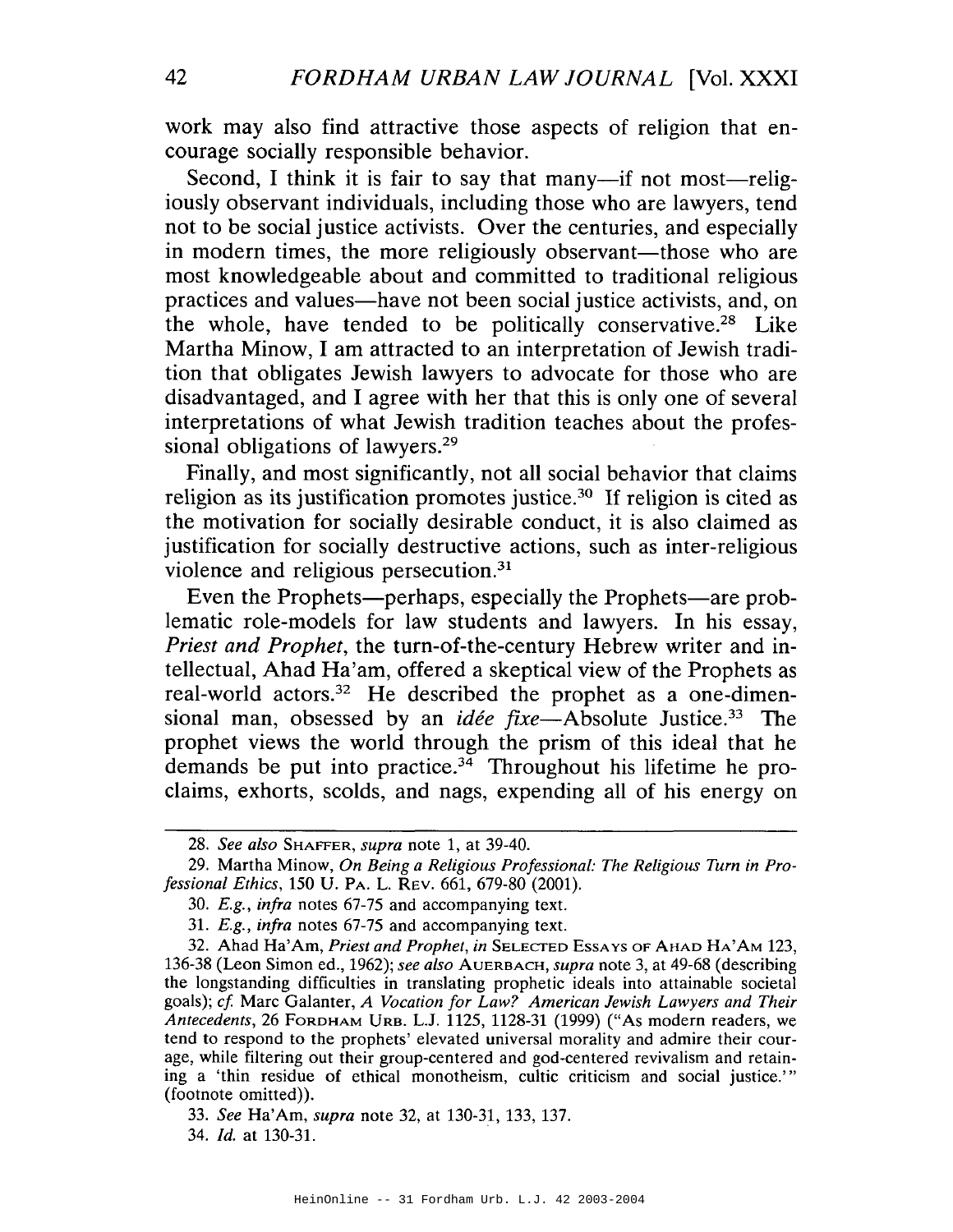work may also find attractive those aspects of religion that encourage socially responsible behavior.

Second, I think it is fair to say that many—if not most—religiously observant individuals, including those who are lawyers, tend not to be social justice activists. Over the centuries, and especially in modern times, the more religiously observant—those who are most knowledgeable about and committed to traditional religious practices and values—have not been social justice activists, and, on the whole, have tended to be politically conservative.[28] Like Martha Minow, I am attracted to an interpretation of Jewish tradition that obligates Jewish lawyers to advocate for those who are disadvantaged, and I agree with her that this is only one of several interpretations of what Jewish tradition teaches about the professional obligations of lawyers.[29]

Finally, and most significantly, not all social behavior that claims religion as its justification promotes justice.[30] If religion is cited as the motivation for socially desirable conduct, it is also claimed as justification for socially destructive actions, such as inter-religious violence and religious persecution.[31]

Even the Prophets—perhaps, especially the Prophets—are problematic role-models for law students and lawyers. In his essay, *Priest and Prophet*, the turn-of-the-century Hebrew writer and intellectual, Ahad Ha'am, offered a skeptical view of the Prophets as real-world actors.[32] He described the prophet as a one-dimensional man, obsessed by an *idée fixe*—Absolute Justice.[33] The prophet views the world through the prism of this ideal that he demands be put into practice.[34] Throughout his lifetime he proclaims, exhorts, scolds, and nags, expending all of his energy on

---

28. *See also* SHAFFER, *supra* note 1, at 39-40.

29. Martha Minow, *On Being a Religious Professional: The Religious Turn in Professional Ethics*, 150 U. PA. L. REV. 661, 679-80 (2001).

30. *E.g.*, *infra* notes 67-75 and accompanying text.

31. *E.g.*, *infra* notes 67-75 and accompanying text.

32. Ahad Ha'Am, *Priest and Prophet*, *in* SELECTED ESSAYS OF AHAD HA'AM 123, 136-38 (Leon Simon ed., 1962); *see also* AUERBACH, *supra* note 3, at 49-68 (describing the longstanding difficulties in translating prophetic ideals into attainable societal goals); *cf.* Marc Galanter, *A Vocation for Law? American Jewish Lawyers and Their Antecedents*, 26 FORDHAM URB. L.J. 1125, 1128-31 (1999) ("As modern readers, we tend to respond to the prophets' elevated universal morality and admire their courage, while filtering out their group-centered and god-centered revivalism and retaining a 'thin residue of ethical monotheism, cultic criticism and social justice.'" (footnote omitted)).

33. *See* Ha'Am, *supra* note 32, at 130-31, 133, 137.

34. *Id.* at 130-31.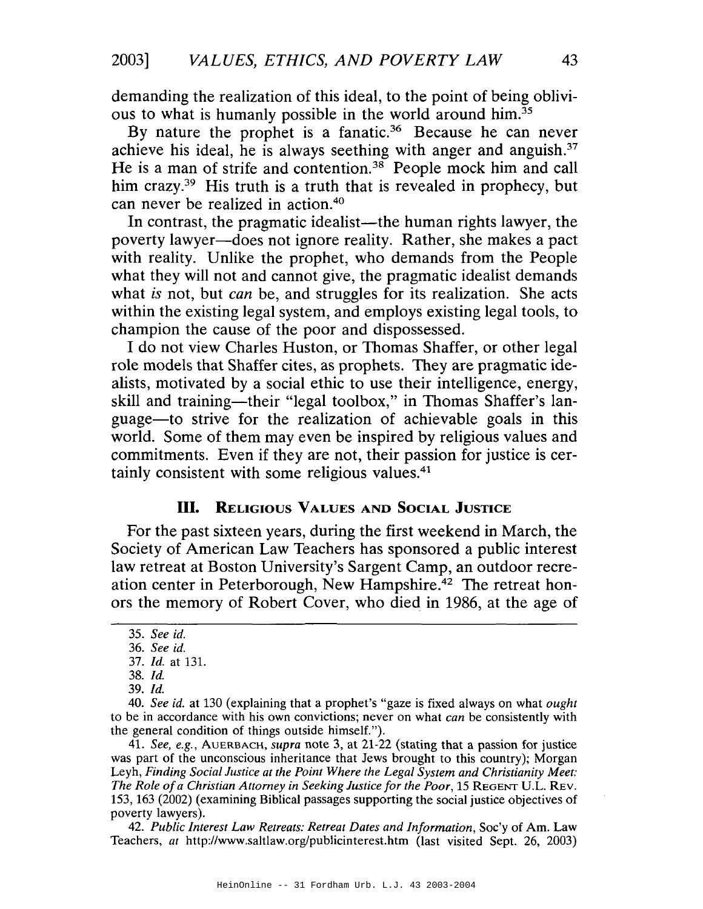demanding the realization of this ideal, to the point of being oblivious to what is humanly possible in the world around him.[35]

By nature the prophet is a fanatic.[36] Because he can never achieve his ideal, he is always seething with anger and anguish.[37] He is a man of strife and contention.[38] People mock him and call him crazy.[39] His truth is a truth that is revealed in prophecy, but can never be realized in action.[40]

In contrast, the pragmatic idealist—the human rights lawyer, the poverty lawyer—does not ignore reality. Rather, she makes a pact with reality. Unlike the prophet, who demands from the People what they will not and cannot give, the pragmatic idealist demands what *is* not, but *can* be, and struggles for its realization. She acts within the existing legal system, and employs existing legal tools, to champion the cause of the poor and dispossessed.

I do not view Charles Huston, or Thomas Shaffer, or other legal role models that Shaffer cites, as prophets. They are pragmatic idealists, motivated by a social ethic to use their intelligence, energy, skill and training—their "legal toolbox," in Thomas Shaffer's language—to strive for the realization of achievable goals in this world. Some of them may even be inspired by religious values and commitments. Even if they are not, their passion for justice is certainly consistent with some religious values.[41]

## III. Religious Values and Social Justice

For the past sixteen years, during the first weekend in March, the Society of American Law Teachers has sponsored a public interest law retreat at Boston University's Sargent Camp, an outdoor recreation center in Peterborough, New Hampshire.[42] The retreat honors the memory of Robert Cover, who died in 1986, at the age of

---

35. *See id.*

36. *See id.*

37. *Id.* at 131.

38. *Id.*

39. *Id.*

40. *See id.* at 130 (explaining that a prophet's "gaze is fixed always on what *ought* to be in accordance with his own convictions; never on what *can* be consistently with the general condition of things outside himself.").

41. *See, e.g.*, AUERBACH, *supra* note 3, at 21-22 (stating that a passion for justice was part of the unconscious inheritance that Jews brought to this country); Morgan Leyh, *Finding Social Justice at the Point Where the Legal System and Christianity Meet: The Role of a Christian Attorney in Seeking Justice for the Poor*, 15 REGENT U.L. REV. 153, 163 (2002) (examining Biblical passages supporting the social justice objectives of poverty lawyers).

42. *Public Interest Law Retreats: Retreat Dates and Information*, Soc'y of Am. Law Teachers, *at* http://www.saltlaw.org/publicinterest.htm (last visited Sept. 26, 2003)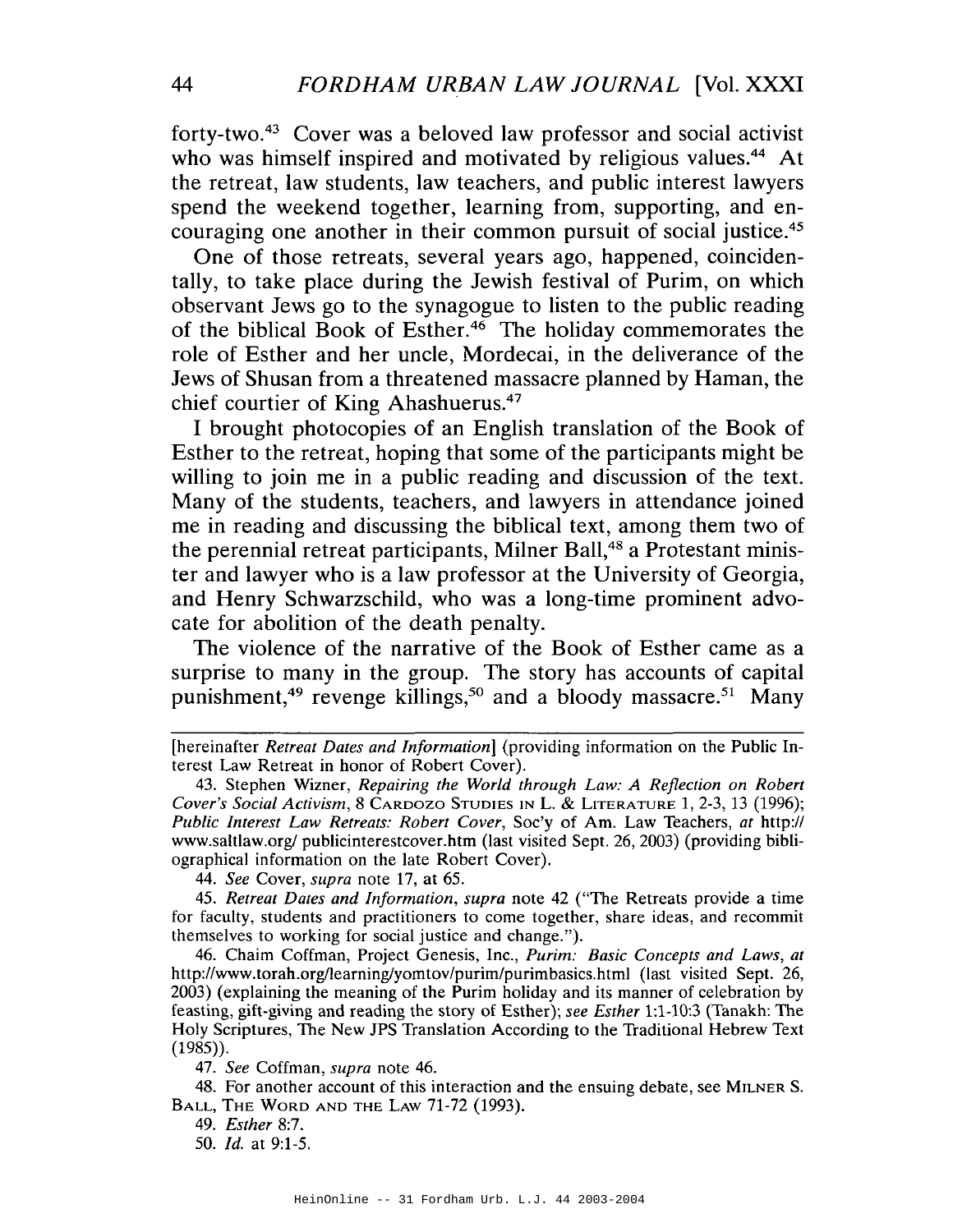forty-two.[43] Cover was a beloved law professor and social activist who was himself inspired and motivated by religious values.[44] At the retreat, law students, law teachers, and public interest lawyers spend the weekend together, learning from, supporting, and encouraging one another in their common pursuit of social justice.[45]

One of those retreats, several years ago, happened, coincidentally, to take place during the Jewish festival of Purim, on which observant Jews go to the synagogue to listen to the public reading of the biblical Book of Esther.[46] The holiday commemorates the role of Esther and her uncle, Mordecai, in the deliverance of the Jews of Shusan from a threatened massacre planned by Haman, the chief courtier of King Ahashuerus.[47]

I brought photocopies of an English translation of the Book of Esther to the retreat, hoping that some of the participants might be willing to join me in a public reading and discussion of the text. Many of the students, teachers, and lawyers in attendance joined me in reading and discussing the biblical text, among them two of the perennial retreat participants, Milner Ball,[48] a Protestant minister and lawyer who is a law professor at the University of Georgia, and Henry Schwarzschild, who was a long-time prominent advocate for abolition of the death penalty.

The violence of the narrative of the Book of Esther came as a surprise to many in the group. The story has accounts of capital punishment,[49] revenge killings,[50] and a bloody massacre.[51] Many

---

[hereinafter *Retreat Dates and Information*] (providing information on the Public Interest Law Retreat in honor of Robert Cover).

43. Stephen Wizner, *Repairing the World through Law: A Reflection on Robert Cover's Social Activism*, 8 CARDOZO STUDIES IN L. & LITERATURE 1, 2-3, 13 (1996); *Public Interest Law Retreats: Robert Cover*, Soc'y of Am. Law Teachers, *at* http://www.saltlaw.org/ publicinterestcover.htm (last visited Sept. 26, 2003) (providing bibliographical information on the late Robert Cover).

44. *See* Cover, *supra* note 17, at 65.

45. *Retreat Dates and Information*, *supra* note 42 ("The Retreats provide a time for faculty, students and practitioners to come together, share ideas, and recommit themselves to working for social justice and change.").

46. Chaim Coffman, Project Genesis, Inc., *Purim: Basic Concepts and Laws*, *at* http://www.torah.org/learning/yomtov/purim/purimbasics.html (last visited Sept. 26, 2003) (explaining the meaning of the Purim holiday and its manner of celebration by feasting, gift-giving and reading the story of Esther); *see Esther* 1:1-10:3 (Tanakh: The Holy Scriptures, The New JPS Translation According to the Traditional Hebrew Text (1985)).

47. *See* Coffman, *supra* note 46.

48. For another account of this interaction and the ensuing debate, see MILNER S. BALL, THE WORD AND THE LAW 71-72 (1993).

49. *Esther* 8:7.

50. *Id.* at 9:1-5.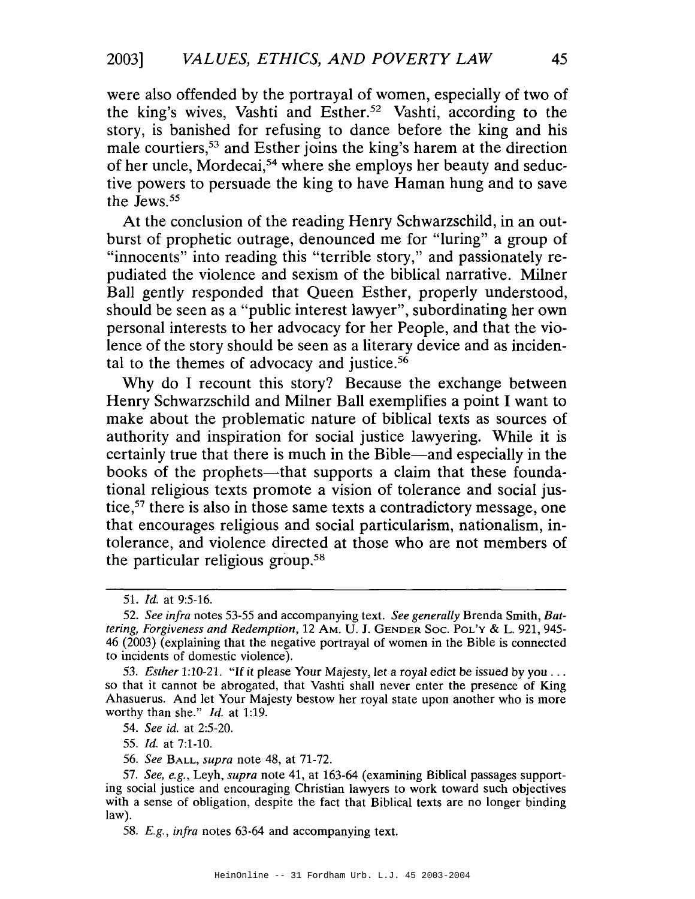were also offended by the portrayal of women, especially of two of the king's wives, Vashti and Esther.[52] Vashti, according to the story, is banished for refusing to dance before the king and his male courtiers,[53] and Esther joins the king's harem at the direction of her uncle, Mordecai,[54] where she employs her beauty and seductive powers to persuade the king to have Haman hung and to save the Jews.[55]

At the conclusion of the reading Henry Schwarzschild, in an outburst of prophetic outrage, denounced me for "luring" a group of "innocents" into reading this "terrible story," and passionately repudiated the violence and sexism of the biblical narrative. Milner Ball gently responded that Queen Esther, properly understood, should be seen as a "public interest lawyer", subordinating her own personal interests to her advocacy for her People, and that the violence of the story should be seen as a literary device and as incidental to the themes of advocacy and justice.[56]

Why do I recount this story? Because the exchange between Henry Schwarzschild and Milner Ball exemplifies a point I want to make about the problematic nature of biblical texts as sources of authority and inspiration for social justice lawyering. While it is certainly true that there is much in the Bible—and especially in the books of the prophets—that supports a claim that these foundational religious texts promote a vision of tolerance and social justice,[57] there is also in those same texts a contradictory message, one that encourages religious and social particularism, nationalism, intolerance, and violence directed at those who are not members of the particular religious group.[58]

---

51. *Id.* at 9:5-16.

52. *See infra* notes 53-55 and accompanying text. *See generally* Brenda Smith, *Battering, Forgiveness and Redemption*, 12 AM. U. J. GENDER SOC. POL'Y & L. 921, 945-46 (2003) (explaining that the negative portrayal of women in the Bible is connected to incidents of domestic violence).

53. *Esther* 1:10-21. "If it please Your Majesty, let a royal edict be issued by you . . . so that it cannot be abrogated, that Vashti shall never enter the presence of King Ahasuerus. And let Your Majesty bestow her royal state upon another who is more worthy than she." *Id.* at 1:19.

54. *See id.* at 2:5-20.

55. *Id.* at 7:1-10.

56. *See* BALL, *supra* note 48, at 71-72.

57. *See, e.g.*, Leyh, *supra* note 41, at 163-64 (examining Biblical passages supporting social justice and encouraging Christian lawyers to work toward such objectives with a sense of obligation, despite the fact that Biblical texts are no longer binding law).

58. *E.g.*, *infra* notes 63-64 and accompanying text.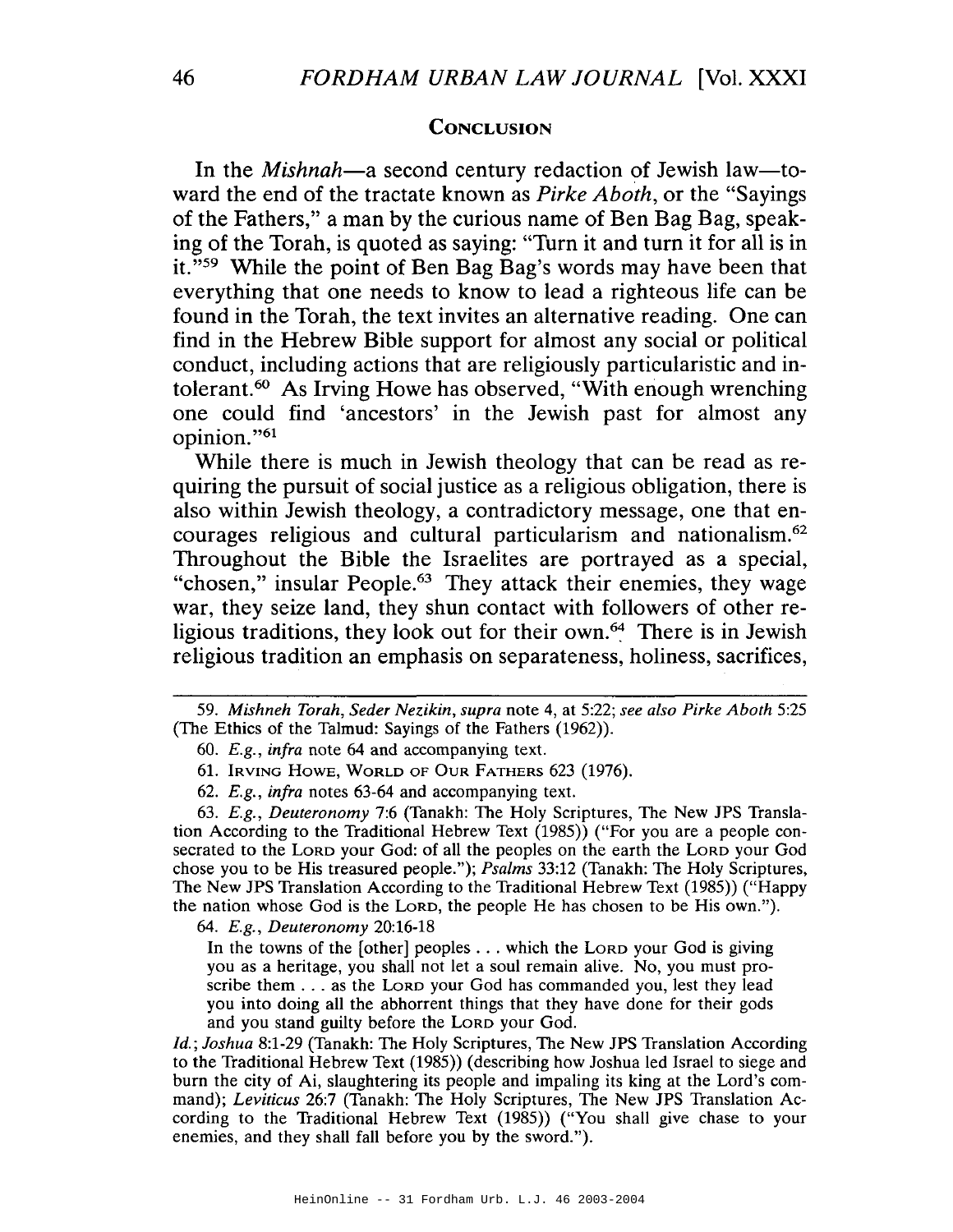## CONCLUSION

In the *Mishnah*—a second century redaction of Jewish law—toward the end of the tractate known as *Pirke Aboth*, or the "Sayings of the Fathers," a man by the curious name of Ben Bag Bag, speaking of the Torah, is quoted as saying: "Turn it and turn it for all is in it."[59] While the point of Ben Bag Bag's words may have been that everything that one needs to know to lead a righteous life can be found in the Torah, the text invites an alternative reading. One can find in the Hebrew Bible support for almost any social or political conduct, including actions that are religiously particularistic and intolerant.[60] As Irving Howe has observed, "With enough wrenching one could find 'ancestors' in the Jewish past for almost any opinion."[61]

While there is much in Jewish theology that can be read as requiring the pursuit of social justice as a religious obligation, there is also within Jewish theology, a contradictory message, one that encourages religious and cultural particularism and nationalism.[62] Throughout the Bible the Israelites are portrayed as a special, "chosen," insular People.[63] They attack their enemies, they wage war, they seize land, they shun contact with followers of other religious traditions, they look out for their own.[64] There is in Jewish religious tradition an emphasis on separateness, holiness, sacrifices,

---

59. *Mishneh Torah, Seder Nezikin*, *supra* note 4, at 5:22; *see also Pirke Aboth* 5:25 (The Ethics of the Talmud: Sayings of the Fathers (1962)).

60. *E.g.*, *infra* note 64 and accompanying text.

61. IRVING HOWE, WORLD OF OUR FATHERS 623 (1976).

62. *E.g.*, *infra* notes 63-64 and accompanying text.

63. *E.g.*, *Deuteronomy* 7:6 (Tanakh: The Holy Scriptures, The New JPS Translation According to the Traditional Hebrew Text (1985)) ("For you are a people consecrated to the LORD your God: of all the peoples on the earth the LORD your God chose you to be His treasured people."); *Psalms* 33:12 (Tanakh: The Holy Scriptures, The New JPS Translation According to the Traditional Hebrew Text (1985)) ("Happy the nation whose God is the LORD, the people He has chosen to be His own.").

64. *E.g.*, *Deuteronomy* 20:16-18

> In the towns of the [other] peoples . . . which the LORD your God is giving you as a heritage, you shall not let a soul remain alive. No, you must proscribe them . . . as the LORD your God has commanded you, lest they lead you into doing all the abhorrent things that they have done for their gods and you stand guilty before the LORD your God.

*Id.*; *Joshua* 8:1-29 (Tanakh: The Holy Scriptures, The New JPS Translation According to the Traditional Hebrew Text (1985)) (describing how Joshua led Israel to siege and burn the city of Ai, slaughtering its people and impaling its king at the Lord's command); *Leviticus* 26:7 (Tanakh: The Holy Scriptures, The New JPS Translation According to the Traditional Hebrew Text (1985)) ("You shall give chase to your enemies, and they shall fall before you by the sword.").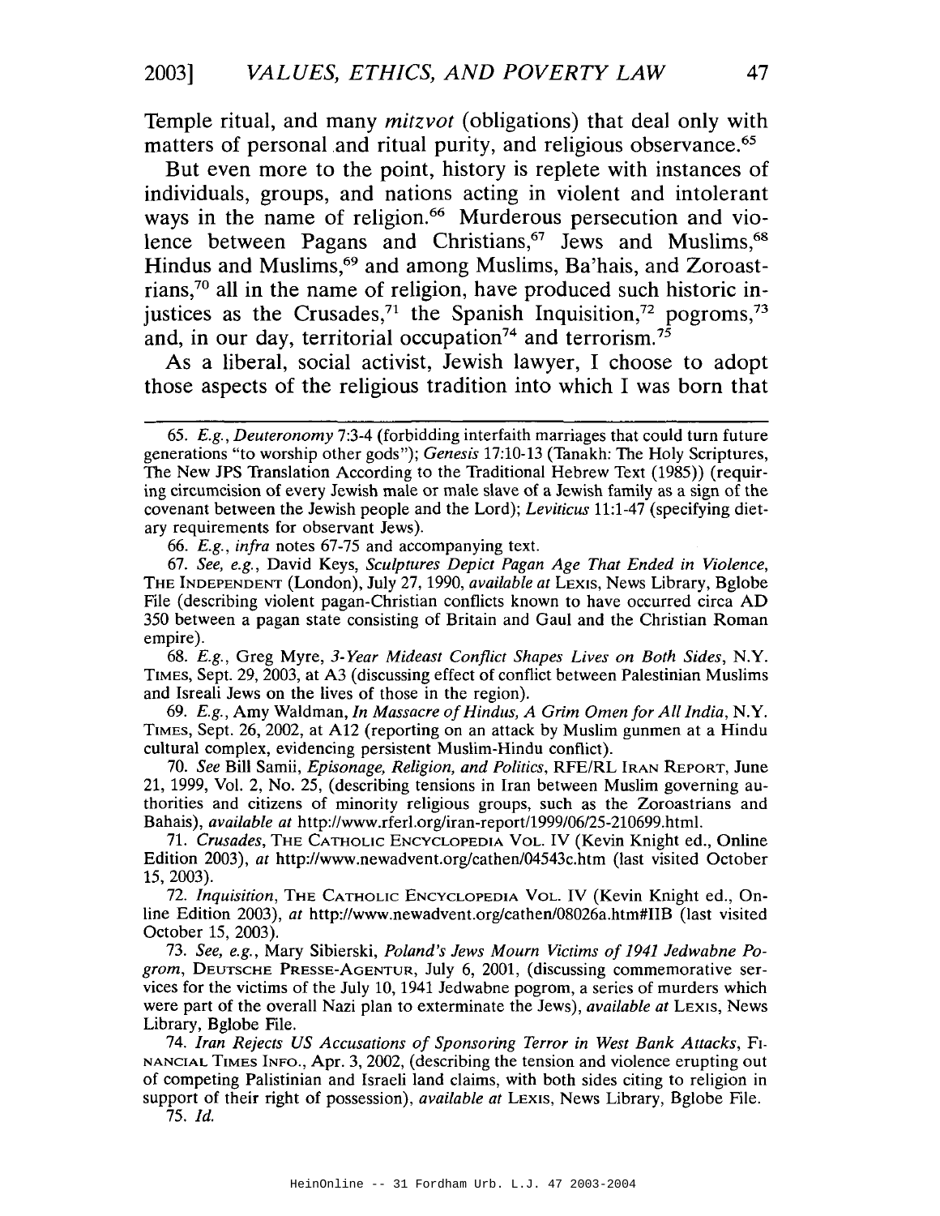Temple ritual, and many *mitzvot* (obligations) that deal only with matters of personal and ritual purity, and religious observance.[65]

But even more to the point, history is replete with instances of individuals, groups, and nations acting in violent and intolerant ways in the name of religion.[66] Murderous persecution and violence between Pagans and Christians,[67] Jews and Muslims,[68] Hindus and Muslims,[69] and among Muslims, Ba'hais, and Zoroastrians,[70] all in the name of religion, have produced such historic injustices as the Crusades,[71] the Spanish Inquisition,[72] pogroms,[73] and, in our day, territorial occupation[74] and terrorism.[75]

As a liberal, social activist, Jewish lawyer, I choose to adopt those aspects of the religious tradition into which I was born that

---

65. *E.g.*, *Deuteronomy* 7:3-4 (forbidding interfaith marriages that could turn future generations "to worship other gods"); *Genesis* 17:10-13 (Tanakh: The Holy Scriptures, The New JPS Translation According to the Traditional Hebrew Text (1985)) (requiring circumcision of every Jewish male or male slave of a Jewish family as a sign of the covenant between the Jewish people and the Lord); *Leviticus* 11:1-47 (specifying dietary requirements for observant Jews).

66. *E.g.*, *infra* notes 67-75 and accompanying text.

67. *See, e.g.*, David Keys, *Sculptures Depict Pagan Age That Ended in Violence*, THE INDEPENDENT (London), July 27, 1990, *available at* LEXIS, News Library, Bglobe File (describing violent pagan-Christian conflicts known to have occurred circa AD 350 between a pagan state consisting of Britain and Gaul and the Christian Roman empire).

68. *E.g.*, Greg Myre, *3-Year Mideast Conflict Shapes Lives on Both Sides*, N.Y. TIMES, Sept. 29, 2003, at A3 (discussing effect of conflict between Palestinian Muslims and Isreali Jews on the lives of those in the region).

69. *E.g.*, Amy Waldman, *In Massacre of Hindus, A Grim Omen for All India*, N.Y. TIMES, Sept. 26, 2002, at A12 (reporting on an attack by Muslim gunmen at a Hindu cultural complex, evidencing persistent Muslim-Hindu conflict).

70. *See* Bill Samii, *Episonage, Religion, and Politics*, RFE/RL IRAN REPORT, June 21, 1999, Vol. 2, No. 25, (describing tensions in Iran between Muslim governing authorities and citizens of minority religious groups, such as the Zoroastrians and Bahais), *available at* http://www.rferl.org/iran-report/1999/06/25-210699.html.

71. *Crusades*, THE CATHOLIC ENCYCLOPEDIA VOL. IV (Kevin Knight ed., Online Edition 2003), *at* http://www.newadvent.org/cathen/04543c.htm (last visited October 15, 2003).

72. *Inquisition*, THE CATHOLIC ENCYCLOPEDIA VOL. IV (Kevin Knight ed., Online Edition 2003), *at* http://www.newadvent.org/cathen/08026a.htm#IIB (last visited October 15, 2003).

73. *See, e.g.*, Mary Sibierski, *Poland's Jews Mourn Victims of 1941 Jedwabne Pogrom*, DEUTSCHE PRESSE-AGENTUR, July 6, 2001, (discussing commemorative services for the victims of the July 10, 1941 Jedwabne pogrom, a series of murders which were part of the overall Nazi plan to exterminate the Jews), *available at* LEXIS, News Library, Bglobe File.

74. *Iran Rejects US Accusations of Sponsoring Terror in West Bank Attacks*, FINANCIAL TIMES INFO., Apr. 3, 2002, (describing the tension and violence erupting out of competing Palistinian and Israeli land claims, with both sides citing to religion in support of their right of possession), *available at* LEXIS, News Library, Bglobe File.

75. *Id.*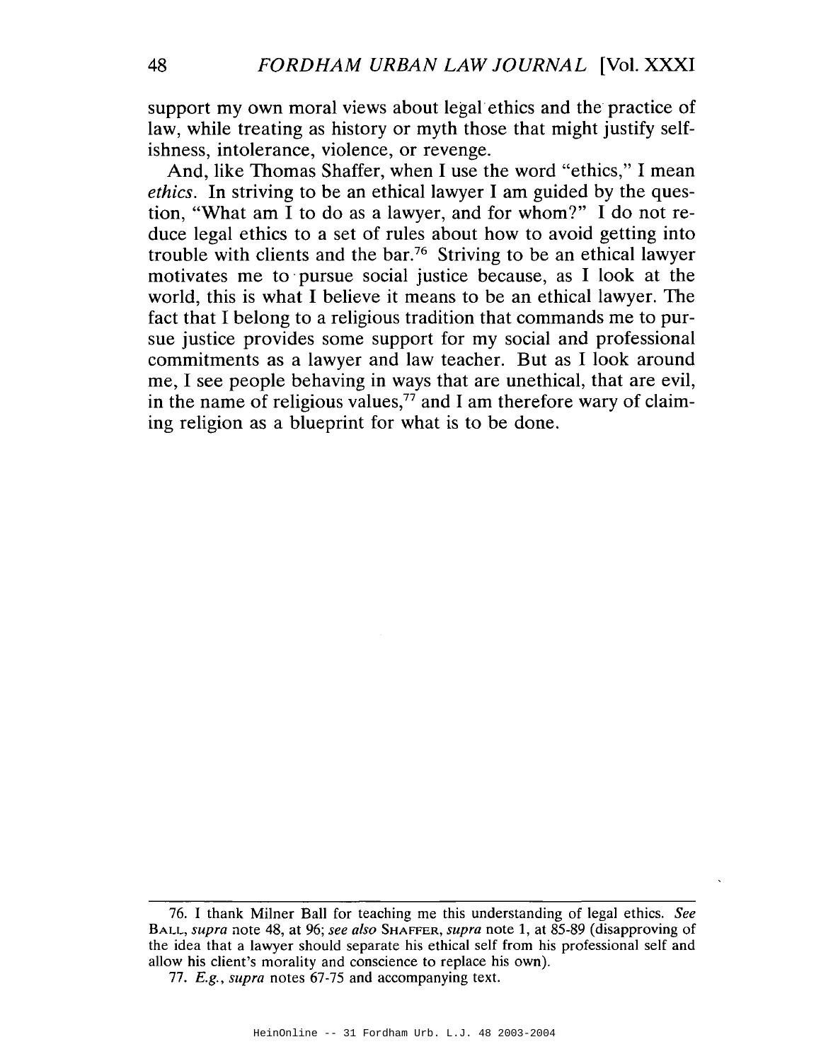support my own moral views about legal ethics and the practice of law, while treating as history or myth those that might justify selfishness, intolerance, violence, or revenge.

And, like Thomas Shaffer, when I use the word "ethics," I mean *ethics*. In striving to be an ethical lawyer I am guided by the question, "What am I to do as a lawyer, and for whom?" I do not reduce legal ethics to a set of rules about how to avoid getting into trouble with clients and the bar.[76] Striving to be an ethical lawyer motivates me to pursue social justice because, as I look at the world, this is what I believe it means to be an ethical lawyer. The fact that I belong to a religious tradition that commands me to pursue justice provides some support for my social and professional commitments as a lawyer and law teacher. But as I look around me, I see people behaving in ways that are unethical, that are evil, in the name of religious values,[77] and I am therefore wary of claiming religion as a blueprint for what is to be done.

---

76. I thank Milner Ball for teaching me this understanding of legal ethics. *See* BALL, *supra* note 48, at 96; *see also* SHAFFER, *supra* note 1, at 85-89 (disapproving of the idea that a lawyer should separate his ethical self from his professional self and allow his client's morality and conscience to replace his own).

77. *E.g.*, *supra* notes 67-75 and accompanying text.